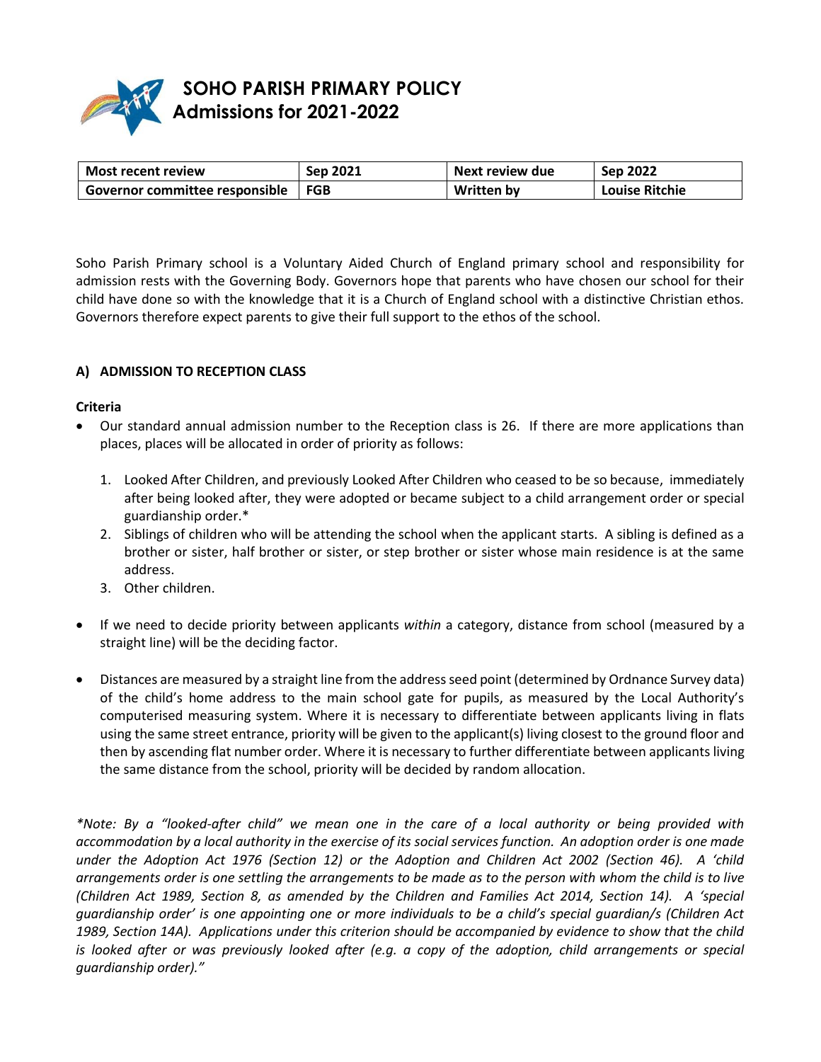# SOHO PARISH PRIMARY POLICY
## Admissions for 2021-2022

| Most recent review | Sep 2021 | Next review due | Sep 2022 |
|---|---|---|---|
| Governor committee responsible | FGB | Written by | Louise Ritchie |

Soho Parish Primary school is a Voluntary Aided Church of England primary school and responsibility for admission rests with the Governing Body. Governors hope that parents who have chosen our school for their child have done so with the knowledge that it is a Church of England school with a distinctive Christian ethos. Governors therefore expect parents to give their full support to the ethos of the school.

### A) ADMISSION TO RECEPTION CLASS

**Criteria**

- Our standard annual admission number to the Reception class is 26. If there are more applications than places, places will be allocated in order of priority as follows:

  1. Looked After Children, and previously Looked After Children who ceased to be so because, immediately after being looked after, they were adopted or became subject to a child arrangement order or special guardianship order.*
  2. Siblings of children who will be attending the school when the applicant starts. A sibling is defined as a brother or sister, half brother or sister, or step brother or sister whose main residence is at the same address.
  3. Other children.

- If we need to decide priority between applicants *within* a category, distance from school (measured by a straight line) will be the deciding factor.

- Distances are measured by a straight line from the address seed point (determined by Ordnance Survey data) of the child's home address to the main school gate for pupils, as measured by the Local Authority's computerised measuring system. Where it is necessary to differentiate between applicants living in flats using the same street entrance, priority will be given to the applicant(s) living closest to the ground floor and then by ascending flat number order. Where it is necessary to further differentiate between applicants living the same distance from the school, priority will be decided by random allocation.

*\*Note: By a "looked-after child" we mean one in the care of a local authority or being provided with accommodation by a local authority in the exercise of its social services function. An adoption order is one made under the Adoption Act 1976 (Section 12) or the Adoption and Children Act 2002 (Section 46). A 'child arrangements order is one settling the arrangements to be made as to the person with whom the child is to live (Children Act 1989, Section 8, as amended by the Children and Families Act 2014, Section 14). A 'special guardianship order' is one appointing one or more individuals to be a child's special guardian/s (Children Act 1989, Section 14A). Applications under this criterion should be accompanied by evidence to show that the child is looked after or was previously looked after (e.g. a copy of the adoption, child arrangements or special guardianship order)."*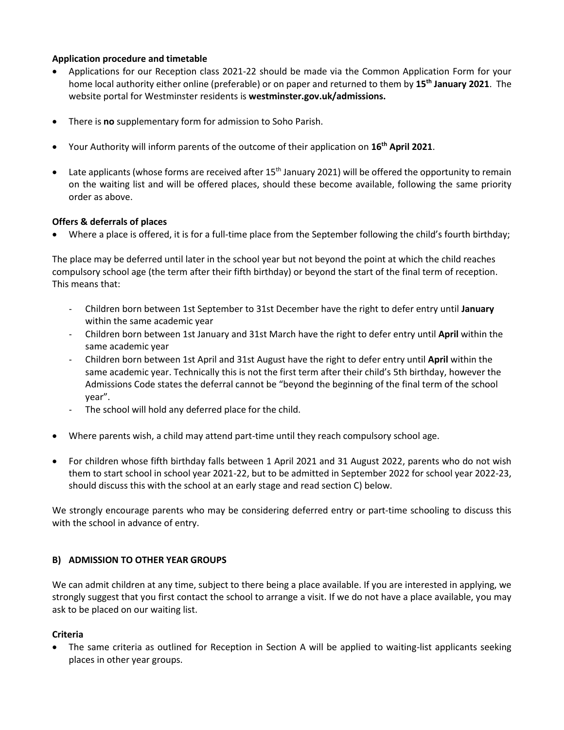**Application procedure and timetable**

- Applications for our Reception class 2021-22 should be made via the Common Application Form for your home local authority either online (preferable) or on paper and returned to them by **15th January 2021**. The website portal for Westminster residents is **westminster.gov.uk/admissions.**
- There is **no** supplementary form for admission to Soho Parish.
- Your Authority will inform parents of the outcome of their application on **16th April 2021**.
- Late applicants (whose forms are received after 15th January 2021) will be offered the opportunity to remain on the waiting list and will be offered places, should these become available, following the same priority order as above.

**Offers & deferrals of places**

- Where a place is offered, it is for a full-time place from the September following the child's fourth birthday;

The place may be deferred until later in the school year but not beyond the point at which the child reaches compulsory school age (the term after their fifth birthday) or beyond the start of the final term of reception. This means that:

- Children born between 1st September to 31st December have the right to defer entry until **January** within the same academic year
- Children born between 1st January and 31st March have the right to defer entry until **April** within the same academic year
- Children born between 1st April and 31st August have the right to defer entry until **April** within the same academic year. Technically this is not the first term after their child's 5th birthday, however the Admissions Code states the deferral cannot be "beyond the beginning of the final term of the school year".
- The school will hold any deferred place for the child.

- Where parents wish, a child may attend part-time until they reach compulsory school age.
- For children whose fifth birthday falls between 1 April 2021 and 31 August 2022, parents who do not wish them to start school in school year 2021-22, but to be admitted in September 2022 for school year 2022-23, should discuss this with the school at an early stage and read section C) below.

We strongly encourage parents who may be considering deferred entry or part-time schooling to discuss this with the school in advance of entry.

**B) ADMISSION TO OTHER YEAR GROUPS**

We can admit children at any time, subject to there being a place available. If you are interested in applying, we strongly suggest that you first contact the school to arrange a visit. If we do not have a place available, you may ask to be placed on our waiting list.

**Criteria**

- The same criteria as outlined for Reception in Section A will be applied to waiting-list applicants seeking places in other year groups.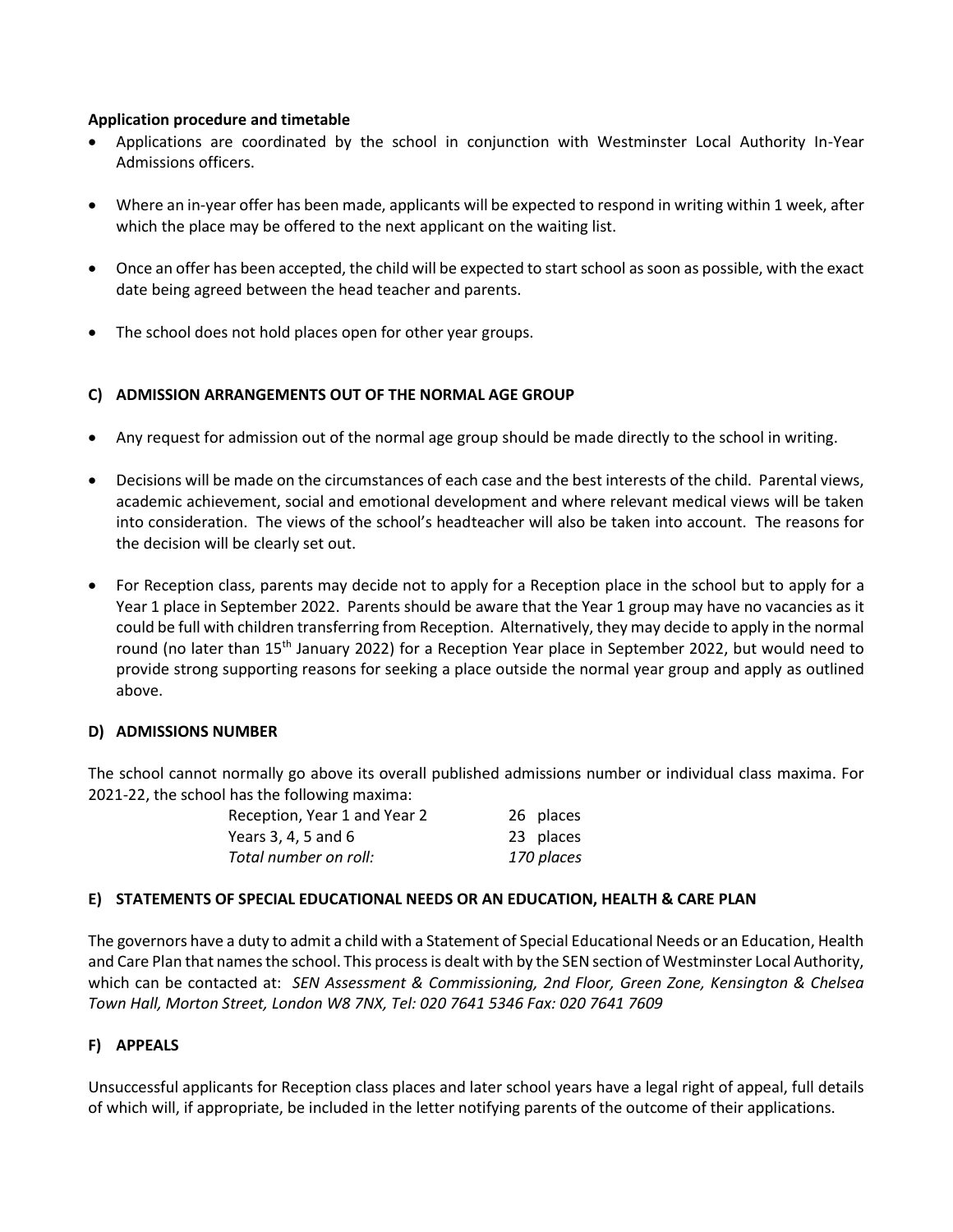**Application procedure and timetable**

- Applications are coordinated by the school in conjunction with Westminster Local Authority In-Year Admissions officers.
- Where an in-year offer has been made, applicants will be expected to respond in writing within 1 week, after which the place may be offered to the next applicant on the waiting list.
- Once an offer has been accepted, the child will be expected to start school as soon as possible, with the exact date being agreed between the head teacher and parents.
- The school does not hold places open for other year groups.

## C) ADMISSION ARRANGEMENTS OUT OF THE NORMAL AGE GROUP

- Any request for admission out of the normal age group should be made directly to the school in writing.
- Decisions will be made on the circumstances of each case and the best interests of the child. Parental views, academic achievement, social and emotional development and where relevant medical views will be taken into consideration. The views of the school's headteacher will also be taken into account. The reasons for the decision will be clearly set out.
- For Reception class, parents may decide not to apply for a Reception place in the school but to apply for a Year 1 place in September 2022. Parents should be aware that the Year 1 group may have no vacancies as it could be full with children transferring from Reception. Alternatively, they may decide to apply in the normal round (no later than 15th January 2022) for a Reception Year place in September 2022, but would need to provide strong supporting reasons for seeking a place outside the normal year group and apply as outlined above.

## D) ADMISSIONS NUMBER

The school cannot normally go above its overall published admissions number or individual class maxima. For 2021-22, the school has the following maxima:

| | |
|---|---|
| Reception, Year 1 and Year 2 | 26 places |
| Years 3, 4, 5 and 6 | 23 places |
| *Total number on roll:* | *170 places* |

## E) STATEMENTS OF SPECIAL EDUCATIONAL NEEDS OR AN EDUCATION, HEALTH & CARE PLAN

The governors have a duty to admit a child with a Statement of Special Educational Needs or an Education, Health and Care Plan that names the school. This process is dealt with by the SEN section of Westminster Local Authority, which can be contacted at: *SEN Assessment & Commissioning, 2nd Floor, Green Zone, Kensington & Chelsea Town Hall, Morton Street, London W8 7NX, Tel: 020 7641 5346 Fax: 020 7641 7609*

## F) APPEALS

Unsuccessful applicants for Reception class places and later school years have a legal right of appeal, full details of which will, if appropriate, be included in the letter notifying parents of the outcome of their applications.